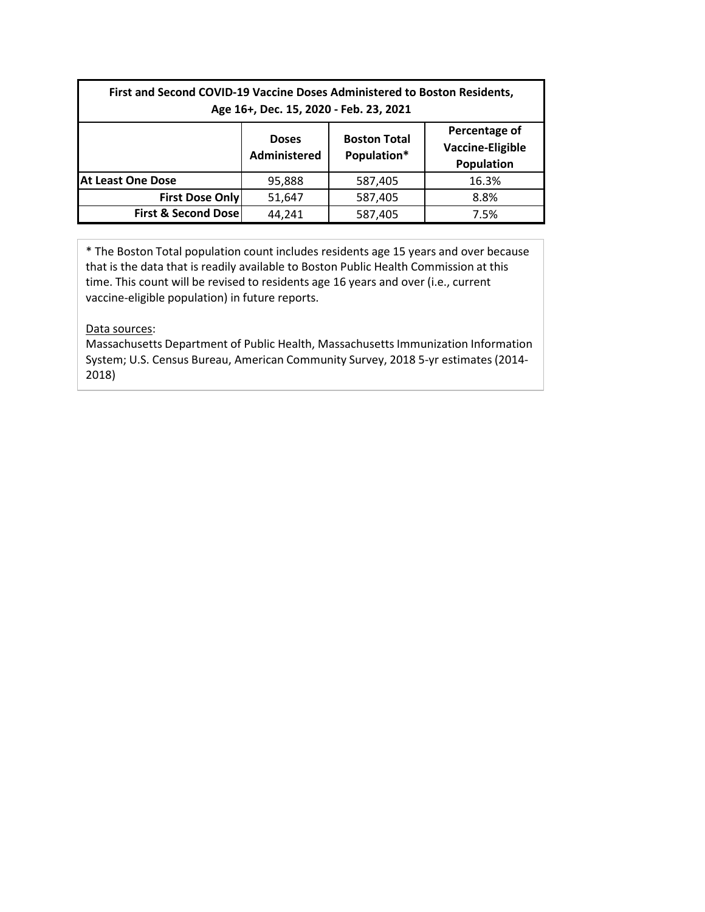| First and Second COVID-19 Vaccine Doses Administered to Boston Residents, Age 16+, Dec. 15, 2020 - Feb. 23, 2021 | | | |
|---|---|---|---|
| | Doses Administered | Boston Total Population* | Percentage of Vaccine-Eligible Population |
| **At Least One Dose** | 95,888 | 587,405 | 16.3% |
| **First Dose Only** | 51,647 | 587,405 | 8.8% |
| **First & Second Dose** | 44,241 | 587,405 | 7.5% |

* The Boston Total population count includes residents age 15 years and over because that is the data that is readily available to Boston Public Health Commission at this time. This count will be revised to residents age 16 years and over (i.e., current vaccine-eligible population) in future reports.

Data sources:
Massachusetts Department of Public Health, Massachusetts Immunization Information System; U.S. Census Bureau, American Community Survey, 2018 5-yr estimates (2014-2018)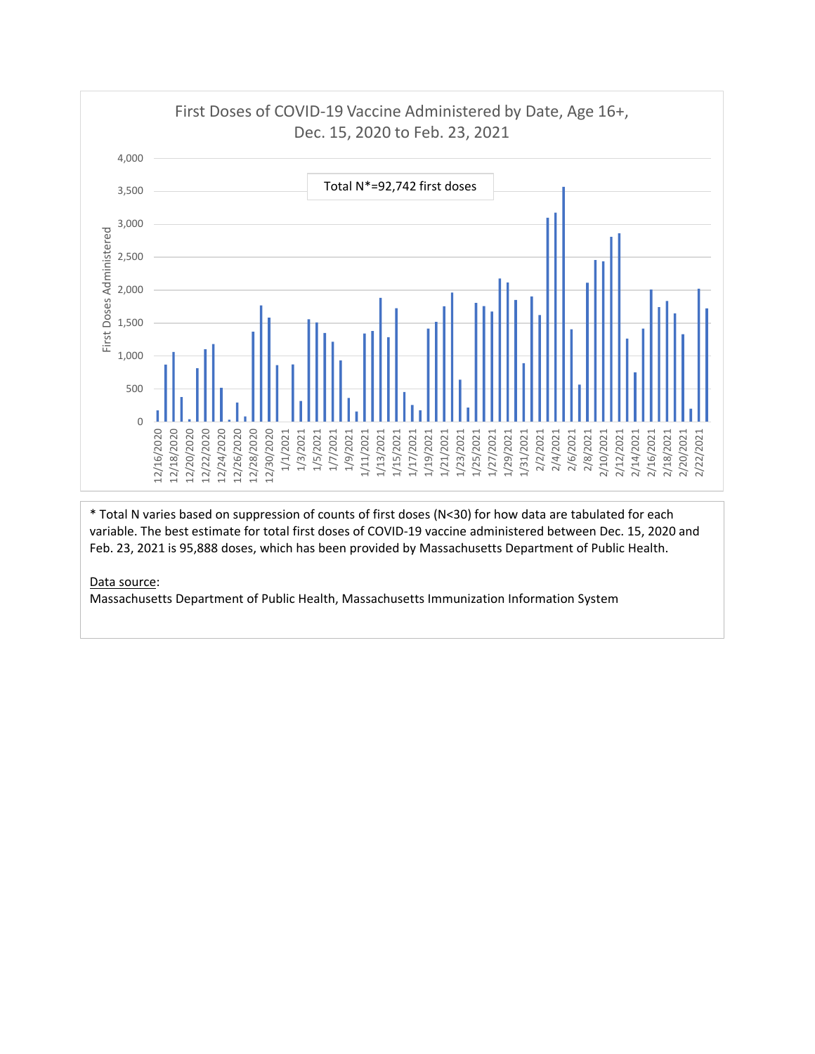First Doses of COVID-19 Vaccine Administered by Date, Age 16+, Dec. 15, 2020 to Feb. 23, 2021

Total N*=92,742 first doses

First Doses Administered

4,000
3,500
3,000
2,500
2,000
1,500
1,000
500
0

12/16/2020
12/18/2020
12/20/2020
12/22/2020
12/24/2020
12/26/2020
12/28/2020
12/30/2020
1/1/2021
1/3/2021
1/5/2021
1/7/2021
1/9/2021
1/11/2021
1/13/2021
1/15/2021
1/17/2021
1/19/2021
1/21/2021
1/23/2021
1/25/2021
1/27/2021
1/29/2021
1/31/2021
2/2/2021
2/4/2021
2/6/2021
2/8/2021
2/10/2021
2/12/2021
2/14/2021
2/16/2021
2/18/2021
2/20/2021
2/22/2021

\* Total N varies based on suppression of counts of first doses (N<30) for how data are tabulated for each variable. The best estimate for total first doses of COVID-19 vaccine administered between Dec. 15, 2020 and Feb. 23, 2021 is 95,888 doses, which has been provided by Massachusetts Department of Public Health.

Data source:
Massachusetts Department of Public Health, Massachusetts Immunization Information System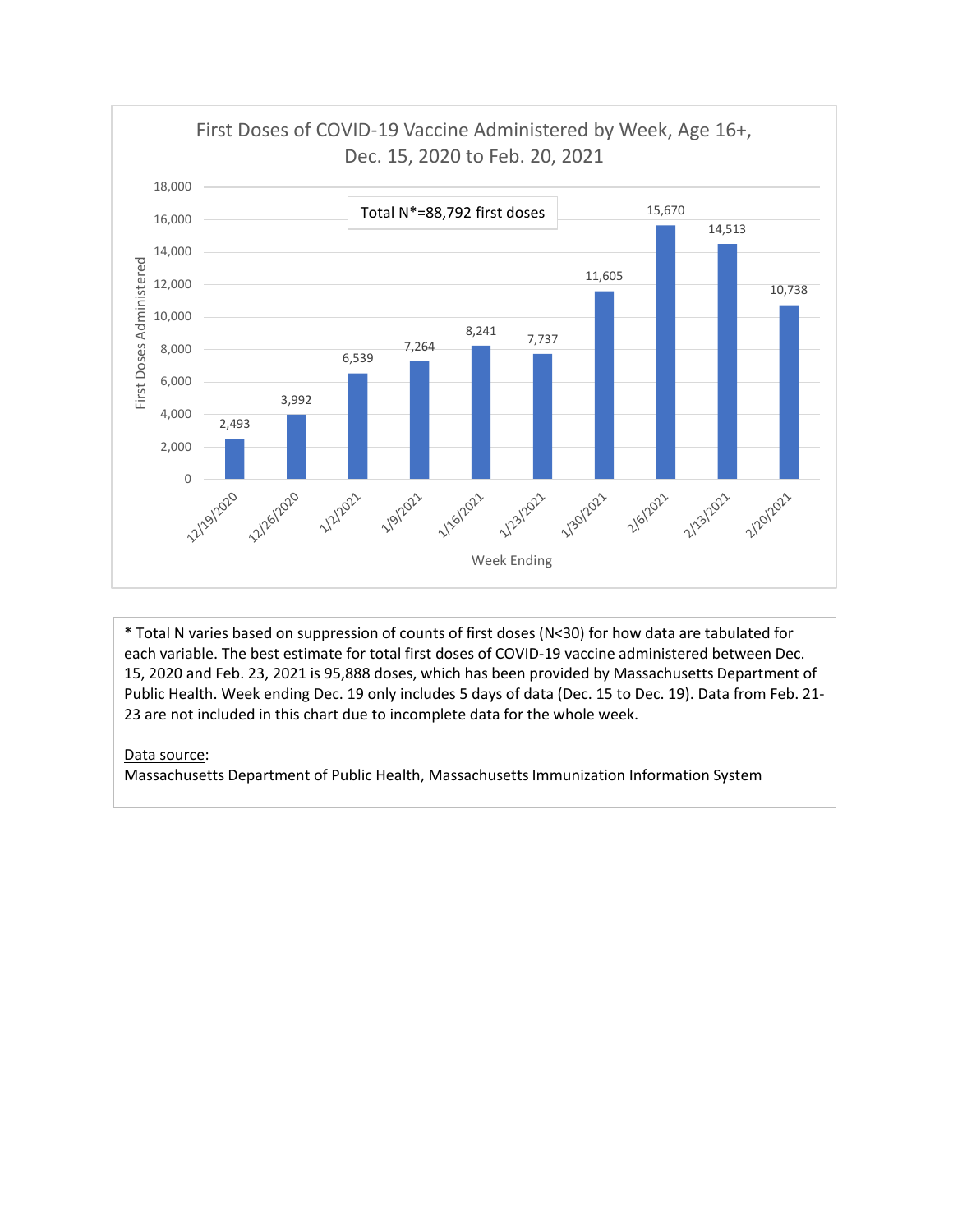First Doses of COVID-19 Vaccine Administered by Week, Age 16+, Dec. 15, 2020 to Feb. 20, 2021

Total N*=88,792 first doses

First Doses Administered

18,000
16,000
14,000
12,000
10,000
8,000
6,000
4,000
2,000
0

2,493
3,992
6,539
7,264
8,241
7,737
11,605
15,670
14,513
10,738

12/19/2020
12/26/2020
1/2/2021
1/9/2021
1/16/2021
1/23/2021
1/30/2021
2/6/2021
2/13/2021
2/20/2021

Week Ending

\* Total N varies based on suppression of counts of first doses (N<30) for how data are tabulated for each variable. The best estimate for total first doses of COVID-19 vaccine administered between Dec. 15, 2020 and Feb. 23, 2021 is 95,888 doses, which has been provided by Massachusetts Department of Public Health. Week ending Dec. 19 only includes 5 days of data (Dec. 15 to Dec. 19). Data from Feb. 21-23 are not included in this chart due to incomplete data for the whole week.

Data source:
Massachusetts Department of Public Health, Massachusetts Immunization Information System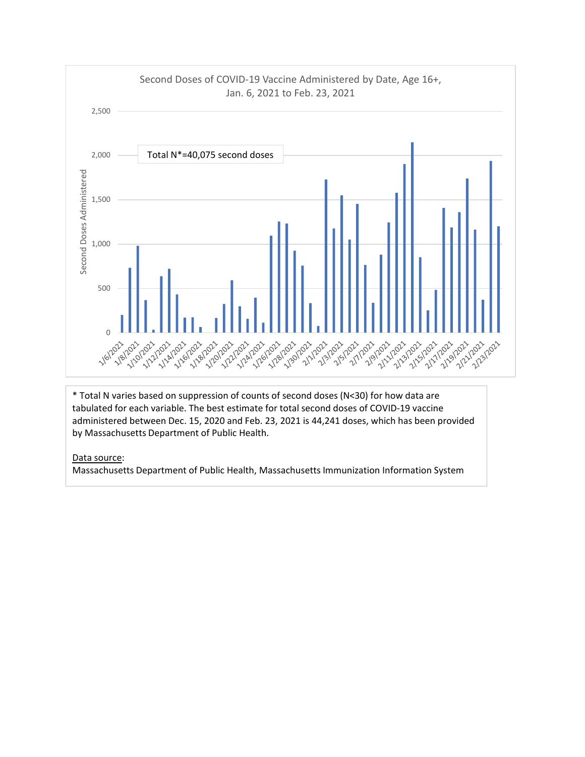Second Doses of COVID-19 Vaccine Administered by Date, Age 16+,
Jan. 6, 2021 to Feb. 23, 2021

Total N*=40,075 second doses

Second Doses Administered

2,500
2,000
1,500
1,000
500
0

1/6/2021 1/8/2021 1/10/2021 1/12/2021 1/14/2021 1/16/2021 1/18/2021 1/20/2021 1/22/2021 1/24/2021 1/26/2021 1/28/2021 1/30/2021 2/1/2021 2/3/2021 2/5/2021 2/7/2021 2/9/2021 2/11/2021 2/13/2021 2/15/2021 2/17/2021 2/19/2021 2/21/2021 2/23/2021

\* Total N varies based on suppression of counts of second doses (N<30) for how data are tabulated for each variable. The best estimate for total second doses of COVID-19 vaccine administered between Dec. 15, 2020 and Feb. 23, 2021 is 44,241 doses, which has been provided by Massachusetts Department of Public Health.

<u>Data source</u>:
Massachusetts Department of Public Health, Massachusetts Immunization Information System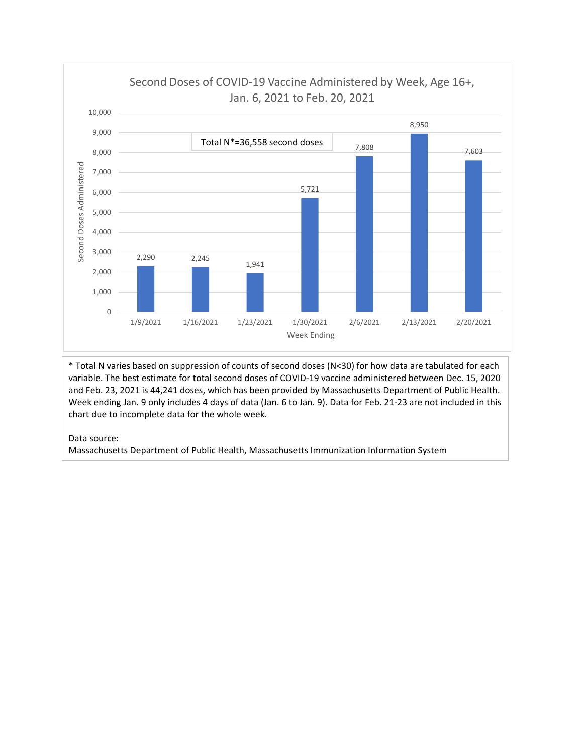Second Doses of COVID-19 Vaccine Administered by Week, Age 16+, Jan. 6, 2021 to Feb. 20, 2021

Total N*=36,558 second doses

Second Doses Administered

10,000
9,000
8,000
7,000
6,000
5,000
4,000
3,000
2,000
1,000
0

2,290
2,245
1,941
5,721
7,808
8,950
7,603

1/9/2021
1/16/2021
1/23/2021
1/30/2021
2/6/2021
2/13/2021
2/20/2021

Week Ending

* Total N varies based on suppression of counts of second doses (N<30) for how data are tabulated for each variable. The best estimate for total second doses of COVID-19 vaccine administered between Dec. 15, 2020 and Feb. 23, 2021 is 44,241 doses, which has been provided by Massachusetts Department of Public Health. Week ending Jan. 9 only includes 4 days of data (Jan. 6 to Jan. 9). Data for Feb. 21-23 are not included in this chart due to incomplete data for the whole week.

Data source:
Massachusetts Department of Public Health, Massachusetts Immunization Information System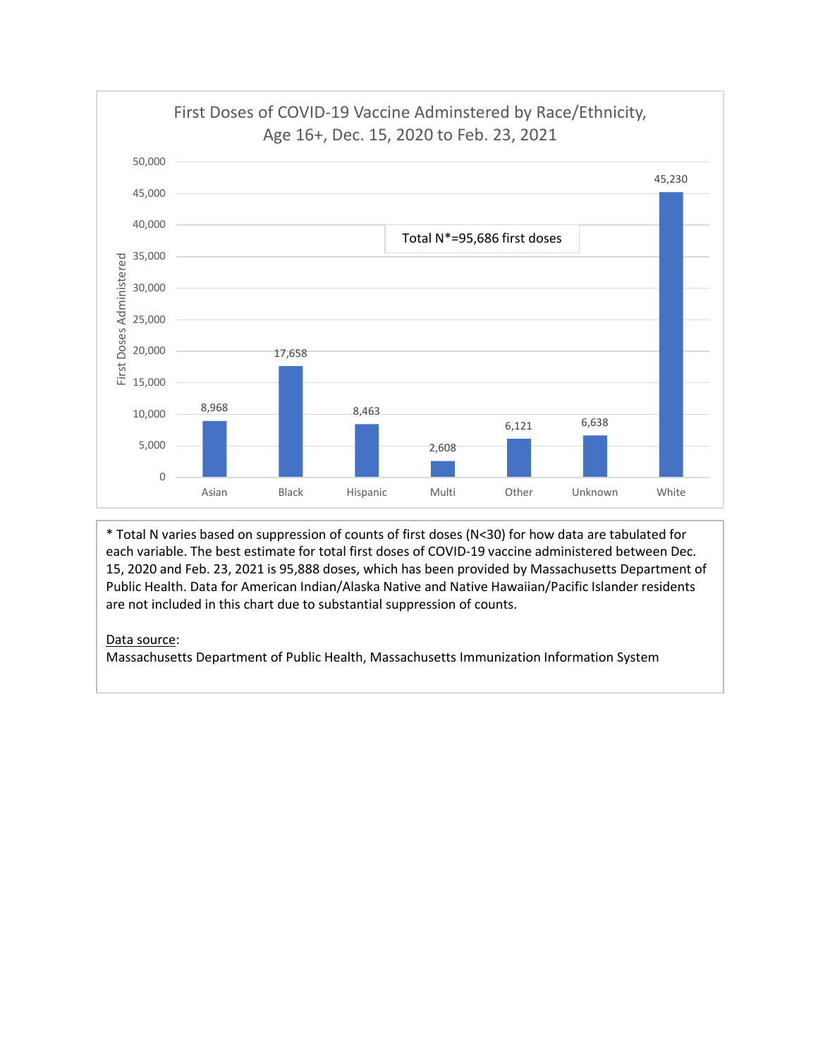First Doses of COVID-19 Vaccine Adminstered by Race/Ethnicity, Age 16+, Dec. 15, 2020 to Feb. 23, 2021

First Doses Administered

50,000
45,000
40,000
35,000
30,000
25,000
20,000
15,000
10,000
5,000
0

Total N*=95,686 first doses

8,968
17,658
8,463
2,608
6,121
6,638
45,230

Asian
Black
Hispanic
Multi
Other
Unknown
White

* Total N varies based on suppression of counts of first doses (N<30) for how data are tabulated for each variable. The best estimate for total first doses of COVID-19 vaccine administered between Dec. 15, 2020 and Feb. 23, 2021 is 95,888 doses, which has been provided by Massachusetts Department of Public Health. Data for American Indian/Alaska Native and Native Hawaiian/Pacific Islander residents are not included in this chart due to substantial suppression of counts.

Data source:
Massachusetts Department of Public Health, Massachusetts Immunization Information System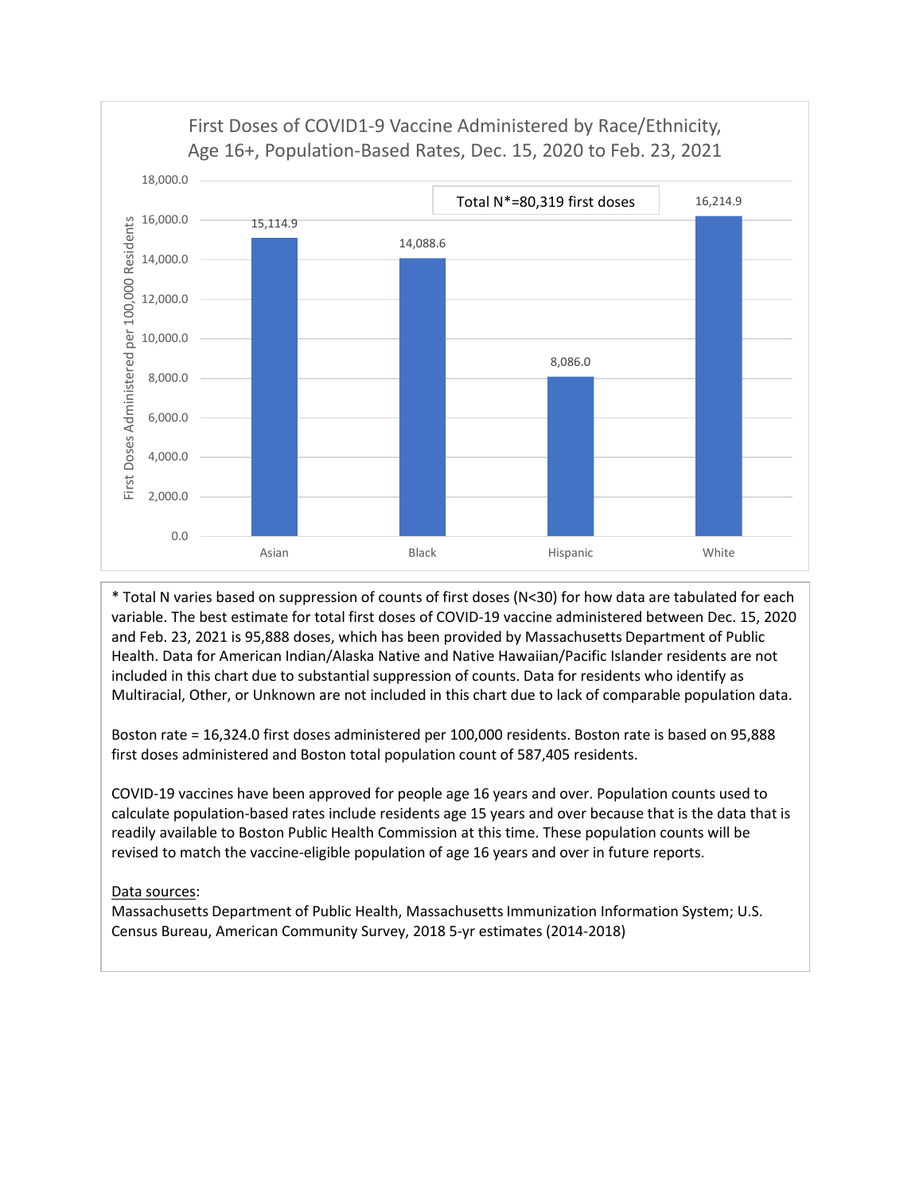First Doses of COVID1-9 Vaccine Administered by Race/Ethnicity, Age 16+, Population-Based Rates, Dec. 15, 2020 to Feb. 23, 2021

Total N*=80,319 first doses

First Doses Administered per 100,000 Residents

18,000.0
16,000.0
14,000.0
12,000.0
10,000.0
8,000.0
6,000.0
4,000.0
2,000.0
0.0

15,114.9
14,088.6
8,086.0
16,214.9

Asian
Black
Hispanic
White

\* Total N varies based on suppression of counts of first doses (N<30) for how data are tabulated for each variable. The best estimate for total first doses of COVID-19 vaccine administered between Dec. 15, 2020 and Feb. 23, 2021 is 95,888 doses, which has been provided by Massachusetts Department of Public Health. Data for American Indian/Alaska Native and Native Hawaiian/Pacific Islander residents are not included in this chart due to substantial suppression of counts. Data for residents who identify as Multiracial, Other, or Unknown are not included in this chart due to lack of comparable population data.

Boston rate = 16,324.0 first doses administered per 100,000 residents. Boston rate is based on 95,888 first doses administered and Boston total population count of 587,405 residents.

COVID-19 vaccines have been approved for people age 16 years and over. Population counts used to calculate population-based rates include residents age 15 years and over because that is the data that is readily available to Boston Public Health Commission at this time. These population counts will be revised to match the vaccine-eligible population of age 16 years and over in future reports.

Data sources:
Massachusetts Department of Public Health, Massachusetts Immunization Information System; U.S. Census Bureau, American Community Survey, 2018 5-yr estimates (2014-2018)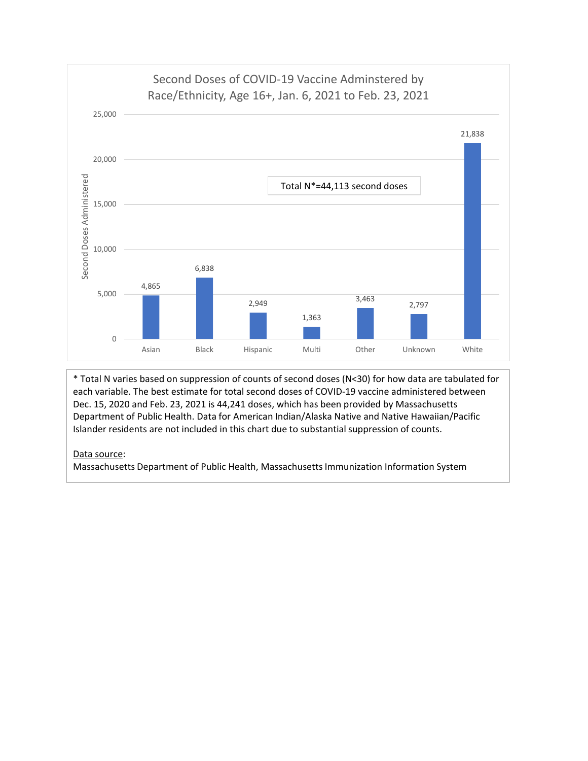Second Doses of COVID-19 Vaccine Adminstered by Race/Ethnicity, Age 16+, Jan. 6, 2021 to Feb. 23, 2021

Second Doses Administered

25,000
20,000
15,000
10,000
5,000
0

Total N*=44,113 second doses

4,865
6,838
2,949
1,363
3,463
2,797
21,838

Asian
Black
Hispanic
Multi
Other
Unknown
White

* Total N varies based on suppression of counts of second doses (N<30) for how data are tabulated for each variable. The best estimate for total second doses of COVID-19 vaccine administered between Dec. 15, 2020 and Feb. 23, 2021 is 44,241 doses, which has been provided by Massachusetts Department of Public Health. Data for American Indian/Alaska Native and Native Hawaiian/Pacific Islander residents are not included in this chart due to substantial suppression of counts.

Data source:
Massachusetts Department of Public Health, Massachusetts Immunization Information System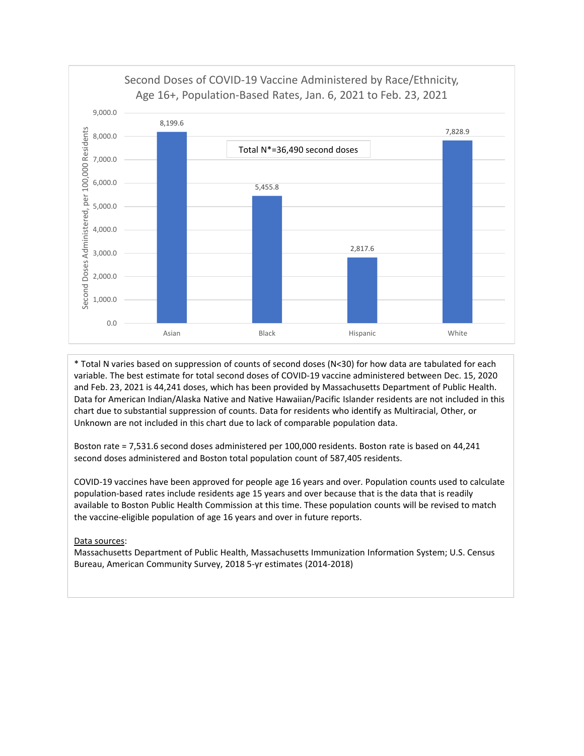Second Doses of COVID-19 Vaccine Administered by Race/Ethnicity, Age 16+, Population-Based Rates, Jan. 6, 2021 to Feb. 23, 2021

Second Doses Administered, per 100,000 Residents

9,000.0
8,000.0
7,000.0
6,000.0
5,000.0
4,000.0
3,000.0
2,000.0
1,000.0
0.0

Total N*=36,490 second doses

Asian: 8,199.6
Black: 5,455.8
Hispanic: 2,817.6
White: 7,828.9

\* Total N varies based on suppression of counts of second doses (N<30) for how data are tabulated for each variable. The best estimate for total second doses of COVID-19 vaccine administered between Dec. 15, 2020 and Feb. 23, 2021 is 44,241 doses, which has been provided by Massachusetts Department of Public Health. Data for American Indian/Alaska Native and Native Hawaiian/Pacific Islander residents are not included in this chart due to substantial suppression of counts. Data for residents who identify as Multiracial, Other, or Unknown are not included in this chart due to lack of comparable population data.

Boston rate = 7,531.6 second doses administered per 100,000 residents. Boston rate is based on 44,241 second doses administered and Boston total population count of 587,405 residents.

COVID-19 vaccines have been approved for people age 16 years and over. Population counts used to calculate population-based rates include residents age 15 years and over because that is the data that is readily available to Boston Public Health Commission at this time. These population counts will be revised to match the vaccine-eligible population of age 16 years and over in future reports.

Data sources:
Massachusetts Department of Public Health, Massachusetts Immunization Information System; U.S. Census Bureau, American Community Survey, 2018 5-yr estimates (2014-2018)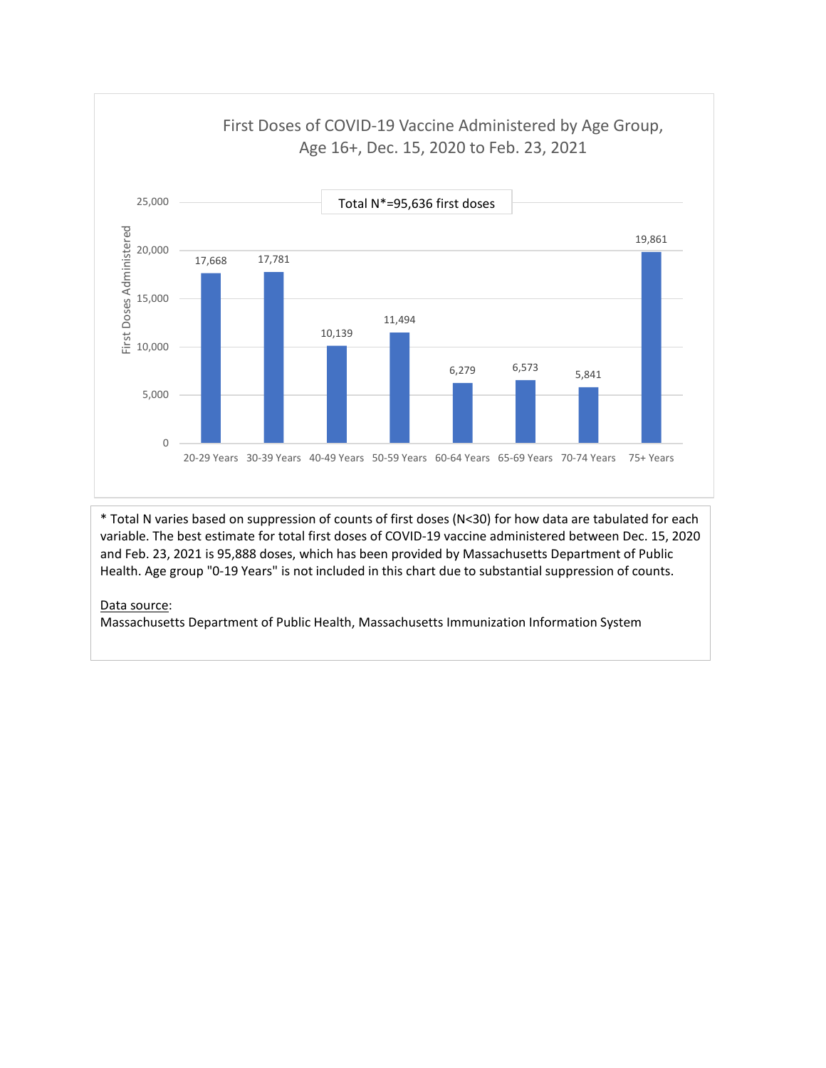First Doses of COVID-19 Vaccine Administered by Age Group, Age 16+, Dec. 15, 2020 to Feb. 23, 2021

Total N*=95,636 first doses

First Doses Administered

25,000
20,000
15,000
10,000
5,000
0

17,668
17,781
10,139
11,494
6,279
6,573
5,841
19,861

20-29 Years
30-39 Years
40-49 Years
50-59 Years
60-64 Years
65-69 Years
70-74 Years
75+ Years

* Total N varies based on suppression of counts of first doses (N<30) for how data are tabulated for each variable. The best estimate for total first doses of COVID-19 vaccine administered between Dec. 15, 2020 and Feb. 23, 2021 is 95,888 doses, which has been provided by Massachusetts Department of Public Health. Age group "0-19 Years" is not included in this chart due to substantial suppression of counts.

Data source:
Massachusetts Department of Public Health, Massachusetts Immunization Information System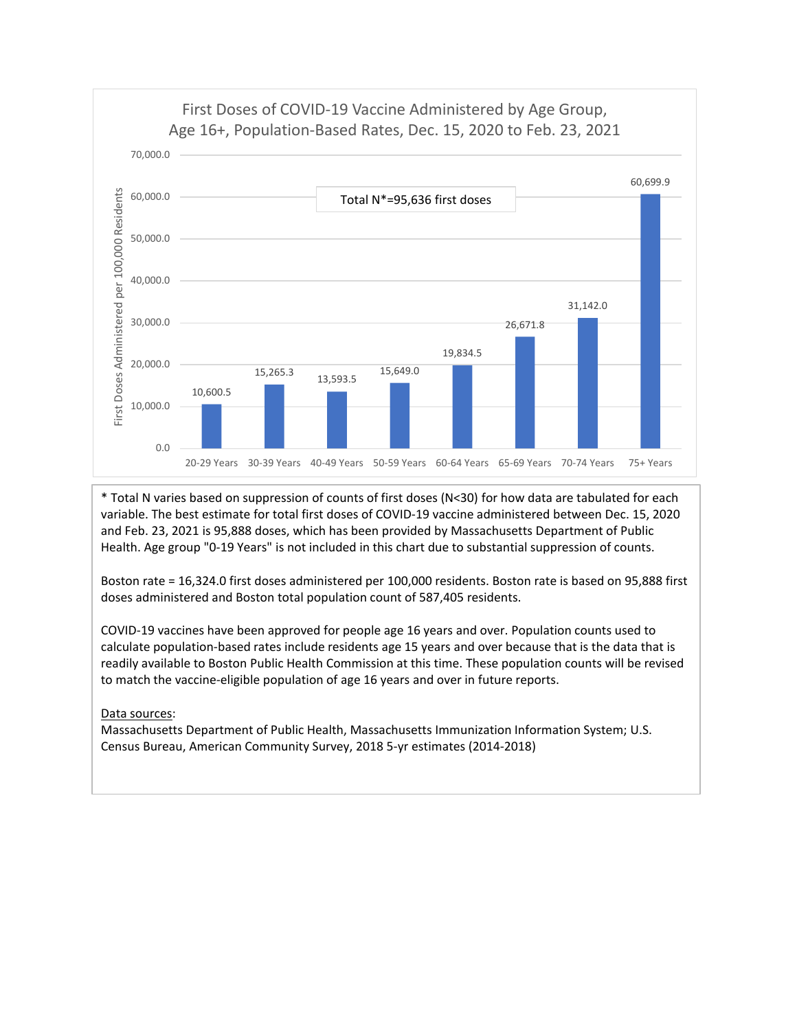First Doses of COVID-19 Vaccine Administered by Age Group, Age 16+, Population-Based Rates, Dec. 15, 2020 to Feb. 23, 2021

First Doses Administered per 100,000 Residents

70,000.0
60,000.0
50,000.0
40,000.0
30,000.0
20,000.0
10,000.0
0.0

Total N*=95,636 first doses

10,600.5
15,265.3
13,593.5
15,649.0
19,834.5
26,671.8
31,142.0
60,699.9

20-29 Years
30-39 Years
40-49 Years
50-59 Years
60-64 Years
65-69 Years
70-74 Years
75+ Years

* Total N varies based on suppression of counts of first doses (N<30) for how data are tabulated for each variable. The best estimate for total first doses of COVID-19 vaccine administered between Dec. 15, 2020 and Feb. 23, 2021 is 95,888 doses, which has been provided by Massachusetts Department of Public Health. Age group "0-19 Years" is not included in this chart due to substantial suppression of counts.

Boston rate = 16,324.0 first doses administered per 100,000 residents. Boston rate is based on 95,888 first doses administered and Boston total population count of 587,405 residents.

COVID-19 vaccines have been approved for people age 16 years and over. Population counts used to calculate population-based rates include residents age 15 years and over because that is the data that is readily available to Boston Public Health Commission at this time. These population counts will be revised to match the vaccine-eligible population of age 16 years and over in future reports.

Data sources:
Massachusetts Department of Public Health, Massachusetts Immunization Information System; U.S. Census Bureau, American Community Survey, 2018 5-yr estimates (2014-2018)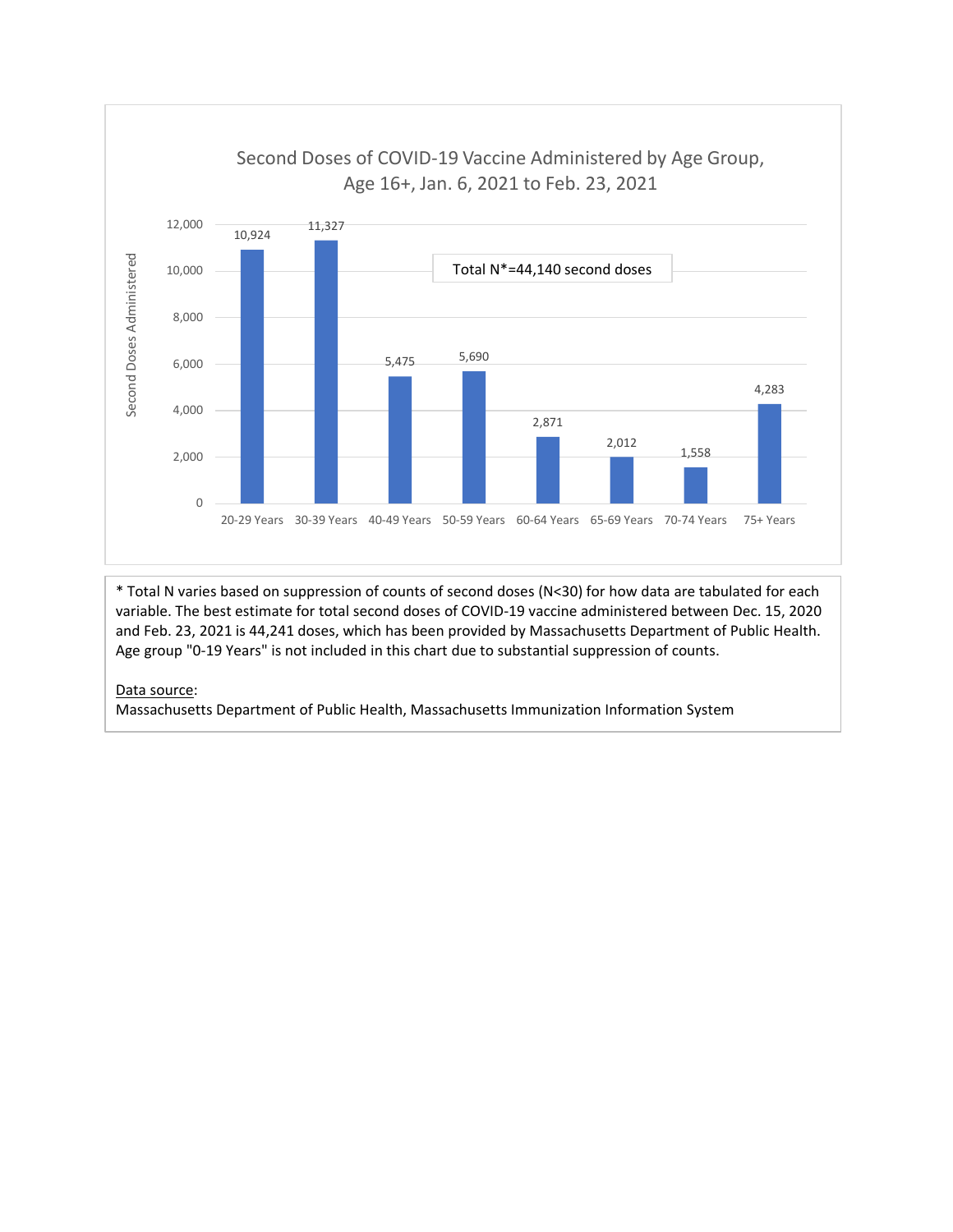Second Doses of COVID-19 Vaccine Administered by Age Group, Age 16+, Jan. 6, 2021 to Feb. 23, 2021

Second Doses Administered

12,000
10,000
8,000
6,000
4,000
2,000
0

10,924
11,327
5,475
5,690
2,871
2,012
1,558
4,283

20-29 Years
30-39 Years
40-49 Years
50-59 Years
60-64 Years
65-69 Years
70-74 Years
75+ Years

Total N*=44,140 second doses

* Total N varies based on suppression of counts of second doses (N<30) for how data are tabulated for each variable. The best estimate for total second doses of COVID-19 vaccine administered between Dec. 15, 2020 and Feb. 23, 2021 is 44,241 doses, which has been provided by Massachusetts Department of Public Health. Age group "0-19 Years" is not included in this chart due to substantial suppression of counts.

Data source:
Massachusetts Department of Public Health, Massachusetts Immunization Information System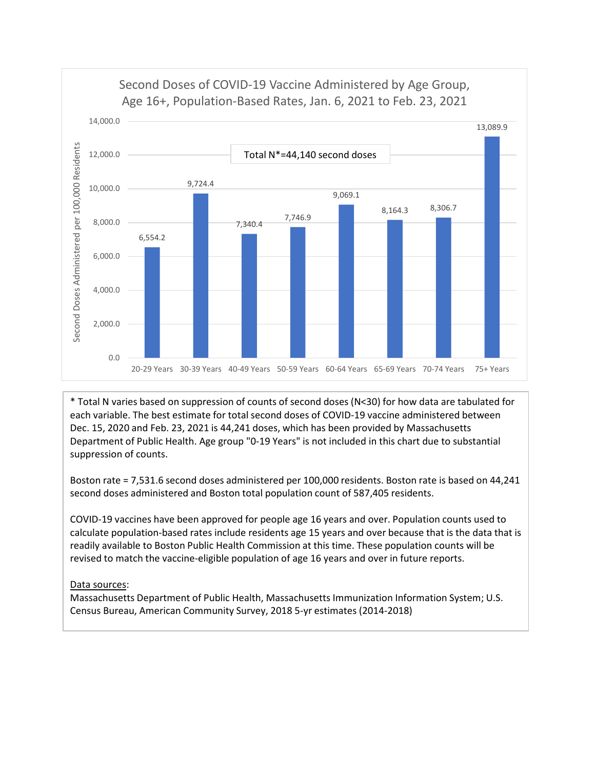Second Doses of COVID-19 Vaccine Administered by Age Group, Age 16+, Population-Based Rates, Jan. 6, 2021 to Feb. 23, 2021

Total N*=44,140 second doses

Second Doses Administered per 100,000 Residents

14,000.0
12,000.0
10,000.0
8,000.0
6,000.0
4,000.0
2,000.0
0.0

6,554.2
9,724.4
7,340.4
7,746.9
9,069.1
8,164.3
8,306.7
13,089.9

20-29 Years
30-39 Years
40-49 Years
50-59 Years
60-64 Years
65-69 Years
70-74 Years
75+ Years

\* Total N varies based on suppression of counts of second doses (N<30) for how data are tabulated for each variable. The best estimate for total second doses of COVID-19 vaccine administered between Dec. 15, 2020 and Feb. 23, 2021 is 44,241 doses, which has been provided by Massachusetts Department of Public Health. Age group "0-19 Years" is not included in this chart due to substantial suppression of counts.

Boston rate = 7,531.6 second doses administered per 100,000 residents. Boston rate is based on 44,241 second doses administered and Boston total population count of 587,405 residents.

COVID-19 vaccines have been approved for people age 16 years and over. Population counts used to calculate population-based rates include residents age 15 years and over because that is the data that is readily available to Boston Public Health Commission at this time. These population counts will be revised to match the vaccine-eligible population of age 16 years and over in future reports.

Data sources:
Massachusetts Department of Public Health, Massachusetts Immunization Information System; U.S. Census Bureau, American Community Survey, 2018 5-yr estimates (2014-2018)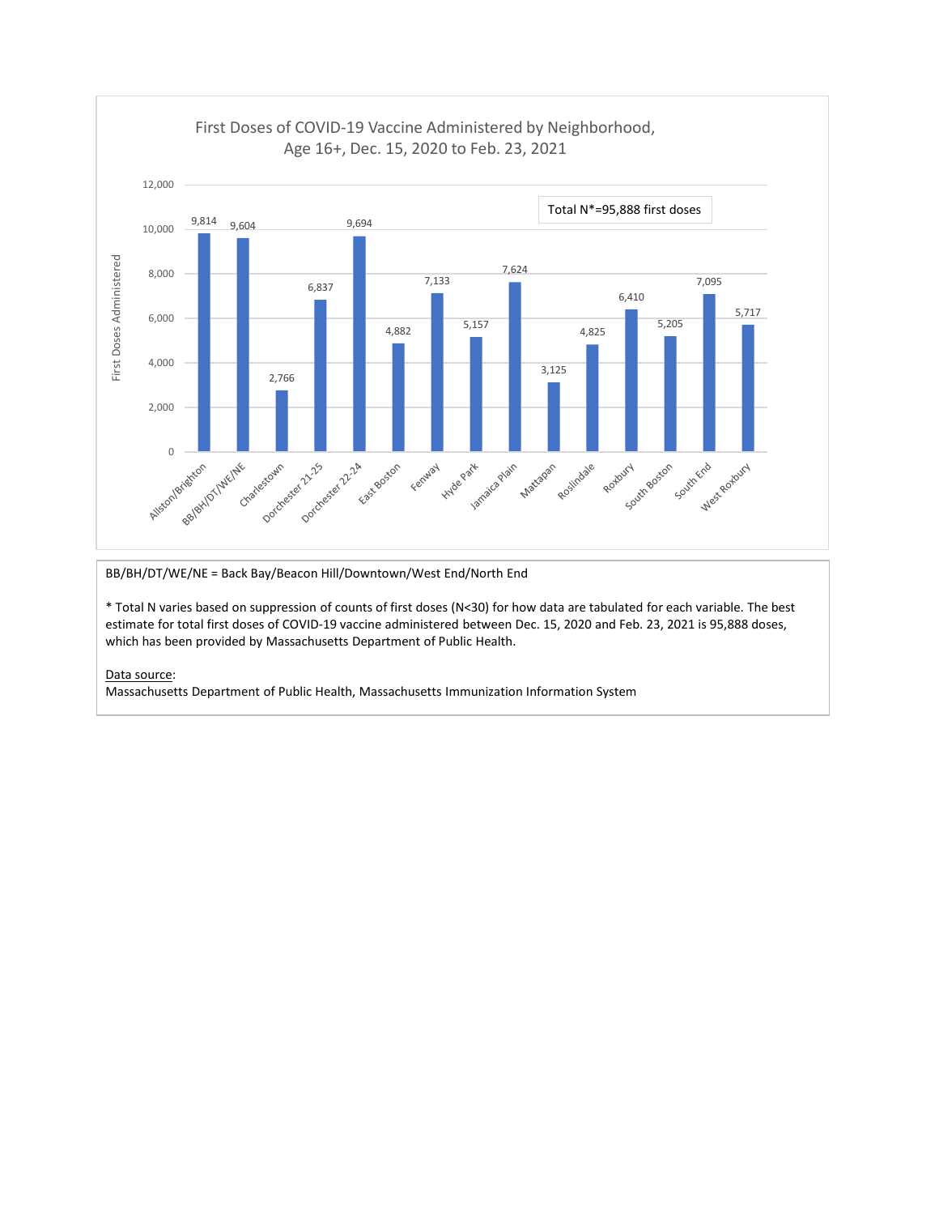First Doses of COVID-19 Vaccine Administered by Neighborhood, Age 16+, Dec. 15, 2020 to Feb. 23, 2021

Total N*=95,888 first doses

First Doses Administered

12,000
10,000
8,000
6,000
4,000
2,000
0

9,814
9,604
2,766
6,837
9,694
4,882
7,133
5,157
7,624
3,125
4,825
6,410
5,205
7,095
5,717

Allston/Brighton
BB/BH/DT/WE/NE
Charlestown
Dorchester 21-25
Dorchester 22-24
East Boston
Fenway
Hyde Park
Jamaica Plain
Mattapan
Roslindale
Roxbury
South Boston
South End
West Roxbury

BB/BH/DT/WE/NE = Back Bay/Beacon Hill/Downtown/West End/North End

* Total N varies based on suppression of counts of first doses (N<30) for how data are tabulated for each variable. The best estimate for total first doses of COVID-19 vaccine administered between Dec. 15, 2020 and Feb. 23, 2021 is 95,888 doses, which has been provided by Massachusetts Department of Public Health.

Data source:
Massachusetts Department of Public Health, Massachusetts Immunization Information System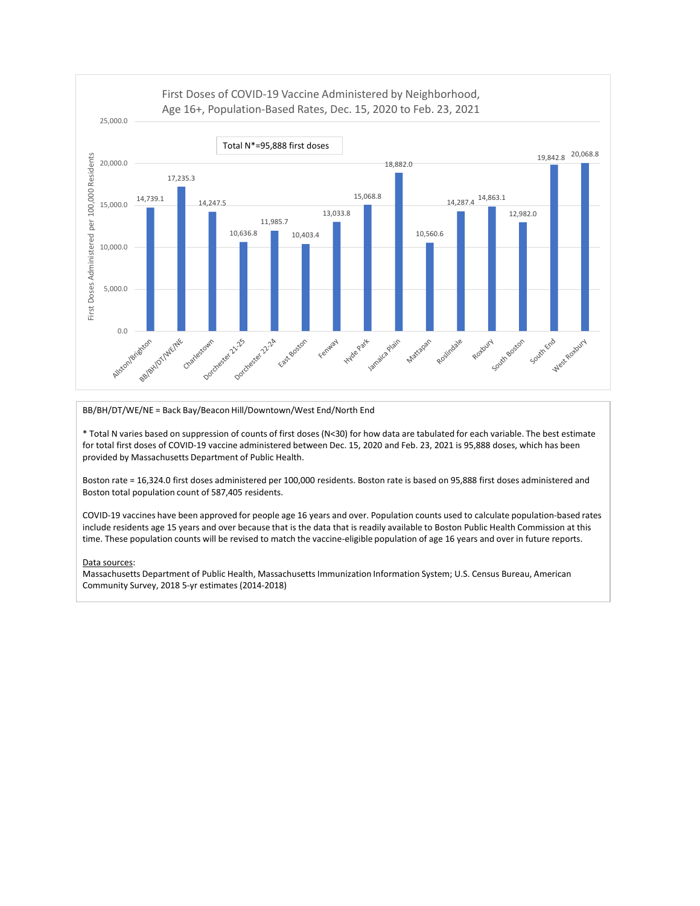First Doses of COVID-19 Vaccine Administered by Neighborhood, Age 16+, Population-Based Rates, Dec. 15, 2020 to Feb. 23, 2021

Total N*=95,888 first doses

First Doses Administered per 100,000 Residents

25,000.0
20,000.0
15,000.0
10,000.0
5,000.0
0.0

Allston/Brighton 14,739.1
BB/BH/DT/WE/NE 17,235.3
Charlestown 14,247.5
Dorchester 21-25 10,636.8
Dorchester 22-24 11,985.7
East Boston 10,403.4
Fenway 13,033.8
Hyde Park 15,068.8
Jamaica Plain 18,882.0
Mattapan 10,560.6
Roslindale 14,287.4
Roxbury 14,863.1
South Boston 12,982.0
South End 19,842.8
West Roxbury 20,068.8

BB/BH/DT/WE/NE = Back Bay/Beacon Hill/Downtown/West End/North End

* Total N varies based on suppression of counts of first doses (N<30) for how data are tabulated for each variable. The best estimate for total first doses of COVID-19 vaccine administered between Dec. 15, 2020 and Feb. 23, 2021 is 95,888 doses, which has been provided by Massachusetts Department of Public Health.

Boston rate = 16,324.0 first doses administered per 100,000 residents. Boston rate is based on 95,888 first doses administered and Boston total population count of 587,405 residents.

COVID-19 vaccines have been approved for people age 16 years and over. Population counts used to calculate population-based rates include residents age 15 years and over because that is the data that is readily available to Boston Public Health Commission at this time. These population counts will be revised to match the vaccine-eligible population of age 16 years and over in future reports.

Data sources:
Massachusetts Department of Public Health, Massachusetts Immunization Information System; U.S. Census Bureau, American Community Survey, 2018 5-yr estimates (2014-2018)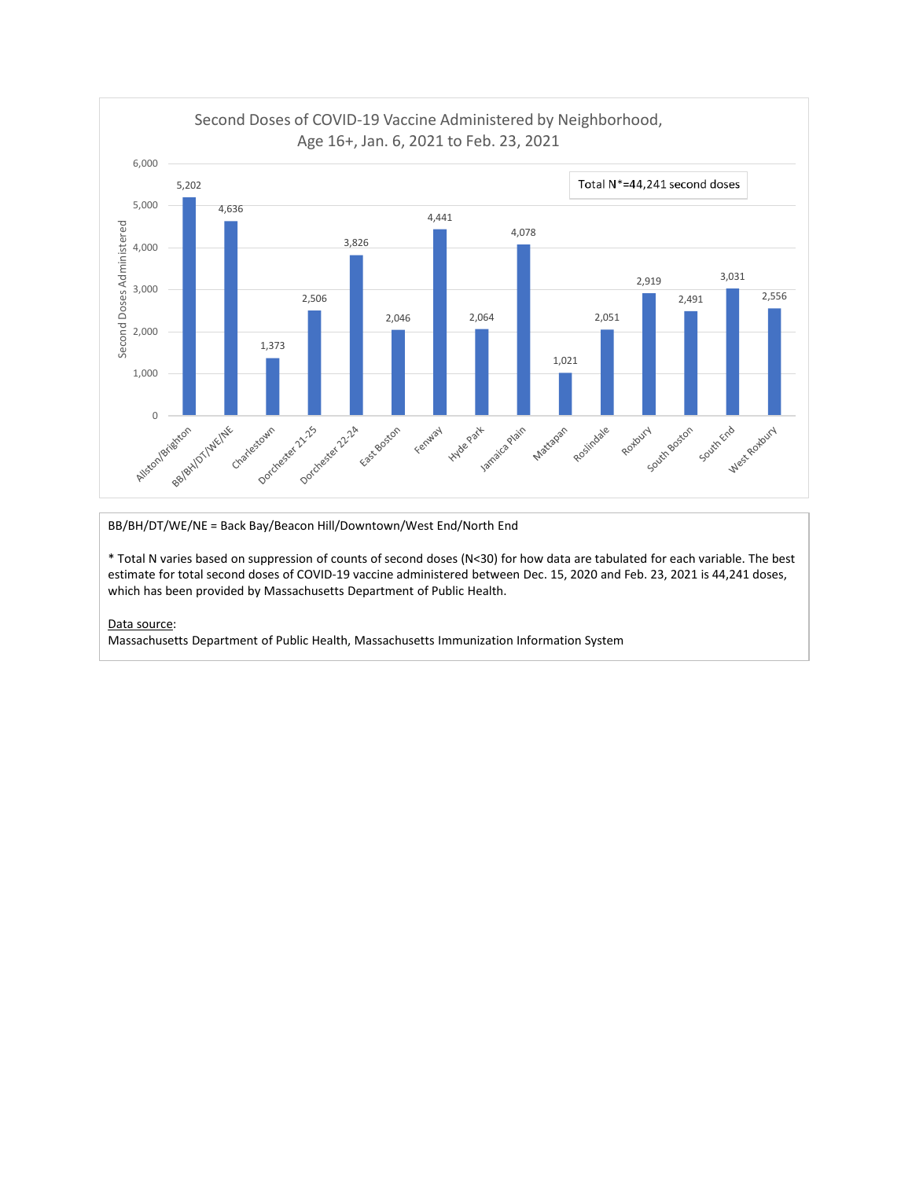Second Doses of COVID-19 Vaccine Administered by Neighborhood, Age 16+, Jan. 6, 2021 to Feb. 23, 2021

Total N*=44,241 second doses

Second Doses Administered

6,000
5,000
4,000
3,000
2,000
1,000
0

5,202
4,636
1,373
2,506
3,826
2,046
4,441
2,064
4,078
1,021
2,051
2,919
2,491
3,031
2,556

Allston/Brighton
BB/BH/DT/WE/NE
Charlestown
Dorchester 21-25
Dorchester 22-24
East Boston
Fenway
Hyde Park
Jamaica Plain
Mattapan
Roslindale
Roxbury
South Boston
South End
West Roxbury

BB/BH/DT/WE/NE = Back Bay/Beacon Hill/Downtown/West End/North End

* Total N varies based on suppression of counts of second doses (N<30) for how data are tabulated for each variable. The best estimate for total second doses of COVID-19 vaccine administered between Dec. 15, 2020 and Feb. 23, 2021 is 44,241 doses, which has been provided by Massachusetts Department of Public Health.

Data source:
Massachusetts Department of Public Health, Massachusetts Immunization Information System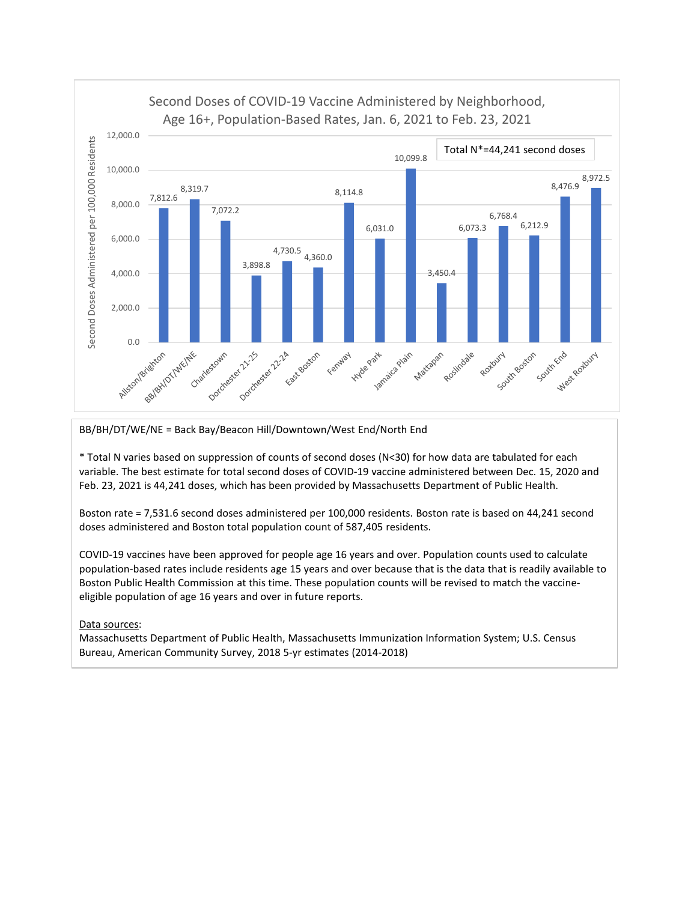Second Doses of COVID-19 Vaccine Administered by Neighborhood, Age 16+, Population-Based Rates, Jan. 6, 2021 to Feb. 23, 2021

Total N*=44,241 second doses

Second Doses Administered per 100,000 Residents

12,000.0
10,000.0
8,000.0
6,000.0
4,000.0
2,000.0
0.0

Allston/Brighton 7,812.6
BB/BH/DT/WE/NE 8,319.7
Charlestown 7,072.2
Dorchester 21-25 3,898.8
Dorchester 22-24 4,730.5
East Boston 4,360.0
Fenway 8,114.8
Hyde Park 6,031.0
Jamaica Plain 10,099.8
Mattapan 3,450.4
Roslindale 6,073.3
Roxbury 6,768.4
South Boston 6,212.9
South End 8,476.9
West Roxbury 8,972.5

BB/BH/DT/WE/NE = Back Bay/Beacon Hill/Downtown/West End/North End

* Total N varies based on suppression of counts of second doses (N<30) for how data are tabulated for each variable. The best estimate for total second doses of COVID-19 vaccine administered between Dec. 15, 2020 and Feb. 23, 2021 is 44,241 doses, which has been provided by Massachusetts Department of Public Health.

Boston rate = 7,531.6 second doses administered per 100,000 residents. Boston rate is based on 44,241 second doses administered and Boston total population count of 587,405 residents.

COVID-19 vaccines have been approved for people age 16 years and over. Population counts used to calculate population-based rates include residents age 15 years and over because that is the data that is readily available to Boston Public Health Commission at this time. These population counts will be revised to match the vaccine-eligible population of age 16 years and over in future reports.

<u>Data sources</u>:
Massachusetts Department of Public Health, Massachusetts Immunization Information System; U.S. Census Bureau, American Community Survey, 2018 5-yr estimates (2014-2018)